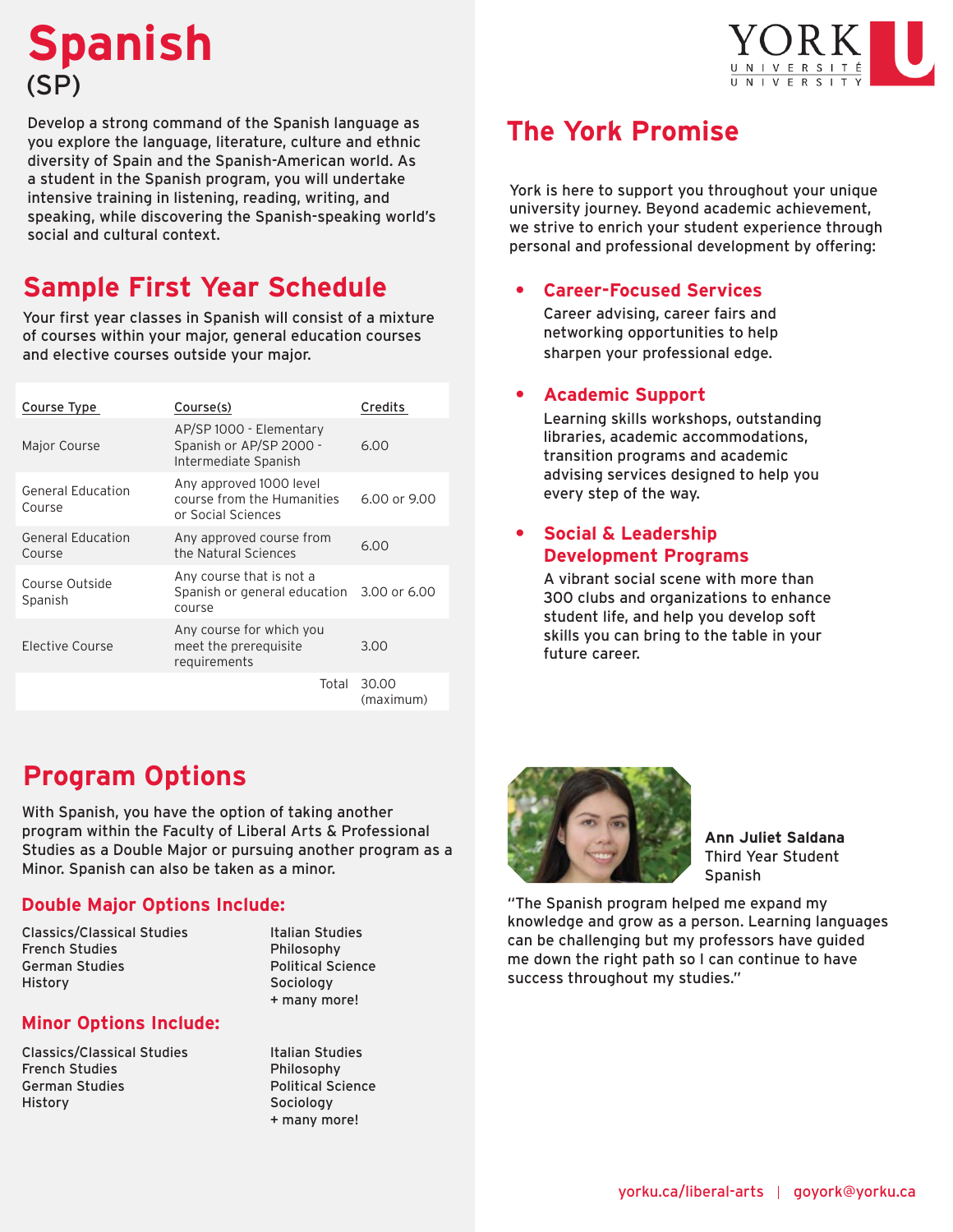# Spanish
(SP)

Develop a strong command of the Spanish language as you explore the language, literature, culture and ethnic diversity of Spain and the Spanish-American world. As a student in the Spanish program, you will undertake intensive training in listening, reading, writing, and speaking, while discovering the Spanish-speaking world's social and cultural context.

## Sample First Year Schedule

Your first year classes in Spanish will consist of a mixture of courses within your major, general education courses and elective courses outside your major.

| Course Type | Course(s) | Credits |
|---|---|---|
| Major Course | AP/SP 1000 - Elementary Spanish or AP/SP 2000 - Intermediate Spanish | 6.00 |
| General Education Course | Any approved 1000 level course from the Humanities or Social Sciences | 6.00 or 9.00 |
| General Education Course | Any approved course from the Natural Sciences | 6.00 |
| Course Outside Spanish | Any course that is not a Spanish or general education course | 3.00 or 6.00 |
| Elective Course | Any course for which you meet the prerequisite requirements | 3.00 |
| | Total | 30.00 (maximum) |

## Program Options

With Spanish, you have the option of taking another program within the Faculty of Liberal Arts & Professional Studies as a Double Major or pursuing another program as a Minor. Spanish can also be taken as a minor.

### Double Major Options Include:

- Classics/Classical Studies
- French Studies
- German Studies
- History
- Italian Studies
- Philosophy
- Political Science
- Sociology
- + many more!

### Minor Options Include:

- Classics/Classical Studies
- French Studies
- German Studies
- History
- Italian Studies
- Philosophy
- Political Science
- Sociology
- + many more!

YORK UNIVERSITÉ UNIVERSITY

## The York Promise

York is here to support you throughout your unique university journey. Beyond academic achievement, we strive to enrich your student experience through personal and professional development by offering:

- **Career-Focused Services**
  Career advising, career fairs and networking opportunities to help sharpen your professional edge.
- **Academic Support**
  Learning skills workshops, outstanding libraries, academic accommodations, transition programs and academic advising services designed to help you every step of the way.
- **Social & Leadership Development Programs**
  A vibrant social scene with more than 300 clubs and organizations to enhance student life, and help you develop soft skills you can bring to the table in your future career.

**Ann Juliet Saldana**
Third Year Student
Spanish

"The Spanish program helped me expand my knowledge and grow as a person. Learning languages can be challenging but my professors have guided me down the right path so I can continue to have success throughout my studies."

yorku.ca/liberal-arts | goyork@yorku.ca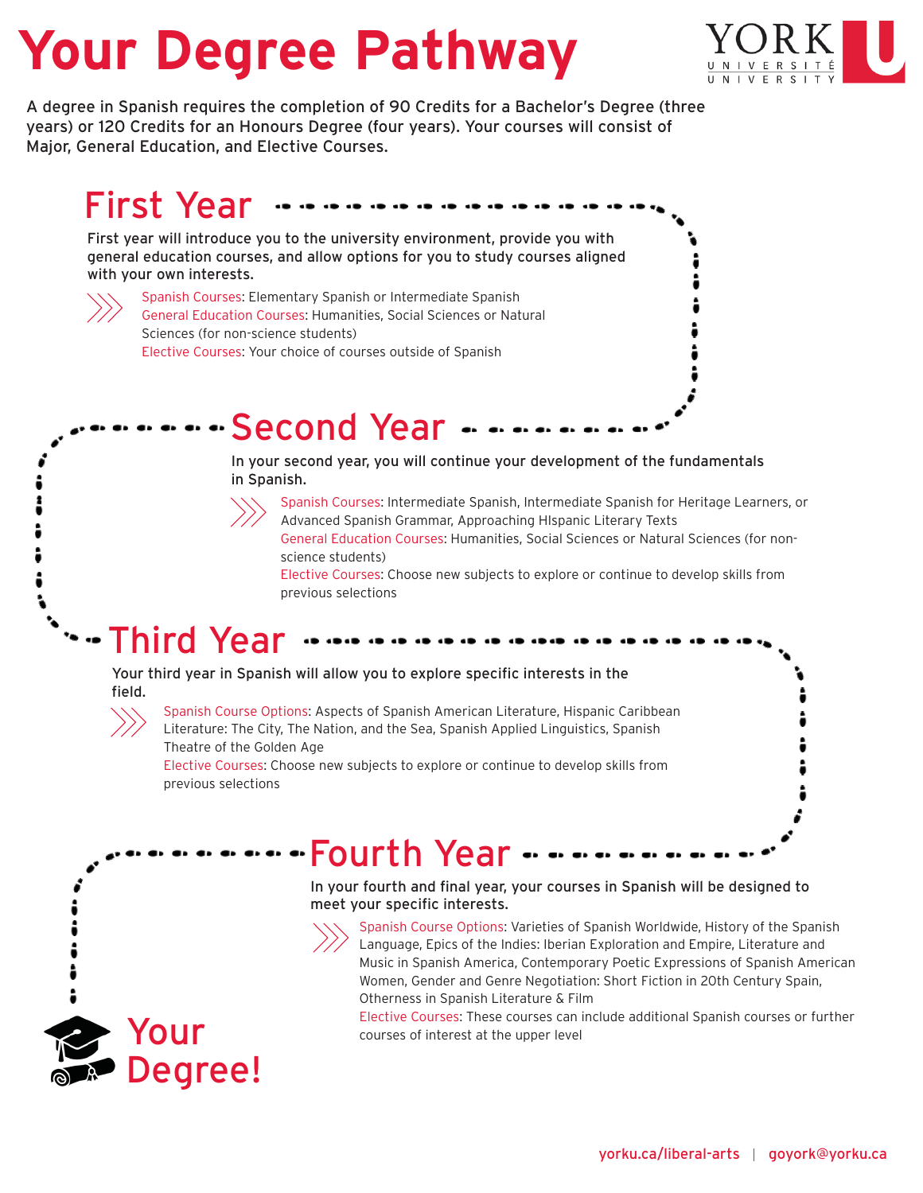# Your Degree Pathway

A degree in Spanish requires the completion of 90 Credits for a Bachelor's Degree (three years) or 120 Credits for an Honours Degree (four years). Your courses will consist of Major, General Education, and Elective Courses.

## First Year

**First year will introduce you to the university environment, provide you with general education courses, and allow options for you to study courses aligned with your own interests.**

- Spanish Courses: Elementary Spanish or Intermediate Spanish
- General Education Courses: Humanities, Social Sciences or Natural Sciences (for non-science students)
- Elective Courses: Your choice of courses outside of Spanish

## Second Year

**In your second year, you will continue your development of the fundamentals in Spanish.**

- Spanish Courses: Intermediate Spanish, Intermediate Spanish for Heritage Learners, or Advanced Spanish Grammar, Approaching HIspanic Literary Texts
- General Education Courses: Humanities, Social Sciences or Natural Sciences (for non-science students)
- Elective Courses: Choose new subjects to explore or continue to develop skills from previous selections

## Third Year

**Your third year in Spanish will allow you to explore specific interests in the field.**

- Spanish Course Options: Aspects of Spanish American Literature, Hispanic Caribbean Literature: The City, The Nation, and the Sea, Spanish Applied Linguistics, Spanish Theatre of the Golden Age
- Elective Courses: Choose new subjects to explore or continue to develop skills from previous selections

## Fourth Year

**In your fourth and final year, your courses in Spanish will be designed to meet your specific interests.**

- Spanish Course Options: Varieties of Spanish Worldwide, History of the Spanish Language, Epics of the Indies: Iberian Exploration and Empire, Literature and Music in Spanish America, Contemporary Poetic Expressions of Spanish American Women, Gender and Genre Negotiation: Short Fiction in 20th Century Spain, Otherness in Spanish Literature & Film
- Elective Courses: These courses can include additional Spanish courses or further courses of interest at the upper level

## Your Degree!

yorku.ca/liberal-arts | goyork@yorku.ca